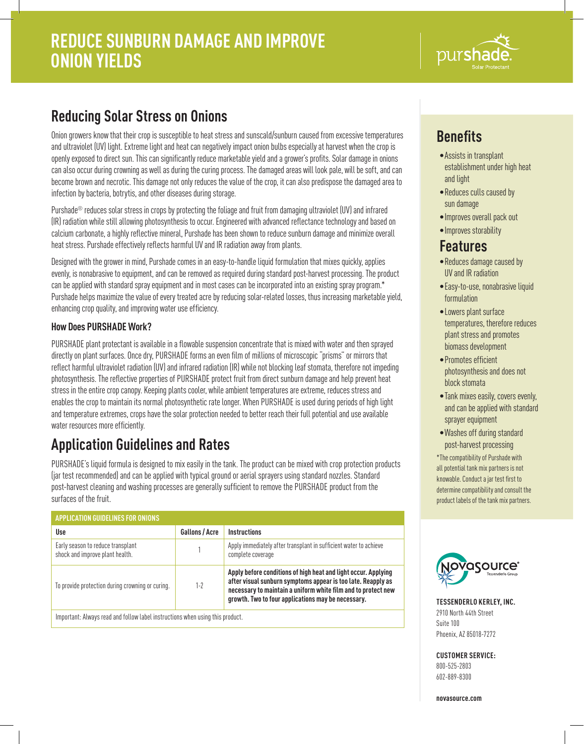# REDUCE SUNBURN DAMAGE AND IMPROVE ONION YIELDS

purshade.
Solar Protectant

## Reducing Solar Stress on Onions

Onion growers know that their crop is susceptible to heat stress and sunscald/sunburn caused from excessive temperatures and ultraviolet (UV) light. Extreme light and heat can negatively impact onion bulbs especially at harvest when the crop is openly exposed to direct sun. This can significantly reduce marketable yield and a grower's profits. Solar damage in onions can also occur during crowning as well as during the curing process. The damaged areas will look pale, will be soft, and can become brown and necrotic. This damage not only reduces the value of the crop, it can also predispose the damaged area to infection by bacteria, botrytis, and other diseases during storage.

Purshade® reduces solar stress in crops by protecting the foliage and fruit from damaging ultraviolet (UV) and infrared (IR) radiation while still allowing photosynthesis to occur. Engineered with advanced reflectance technology and based on calcium carbonate, a highly reflective mineral, Purshade has been shown to reduce sunburn damage and minimize overall heat stress. Purshade effectively reflects harmful UV and IR radiation away from plants.

Designed with the grower in mind, Purshade comes in an easy-to-handle liquid formulation that mixes quickly, applies evenly, is nonabrasive to equipment, and can be removed as required during standard post-harvest processing. The product can be applied with standard spray equipment and in most cases can be incorporated into an existing spray program.* Purshade helps maximize the value of every treated acre by reducing solar-related losses, thus increasing marketable yield, enhancing crop quality, and improving water use efficiency.

### How Does PURSHADE Work?

PURSHADE plant protectant is available in a flowable suspension concentrate that is mixed with water and then sprayed directly on plant surfaces. Once dry, PURSHADE forms an even film of millions of microscopic "prisms" or mirrors that reflect harmful ultraviolet radiation (UV) and infrared radiation (IR) while not blocking leaf stomata, therefore not impeding photosynthesis. The reflective properties of PURSHADE protect fruit from direct sunburn damage and help prevent heat stress in the entire crop canopy. Keeping plants cooler, while ambient temperatures are extreme, reduces stress and enables the crop to maintain its normal photosynthetic rate longer. When PURSHADE is used during periods of high light and temperature extremes, crops have the solar protection needed to better reach their full potential and use available water resources more efficiently.

## Application Guidelines and Rates

PURSHADE's liquid formula is designed to mix easily in the tank. The product can be mixed with crop protection products (jar test recommended) and can be applied with typical ground or aerial sprayers using standard nozzles. Standard post-harvest cleaning and washing processes are generally sufficient to remove the PURSHADE product from the surfaces of the fruit.

**APPLICATION GUIDELINES FOR ONIONS**

| Use | Gallons / Acre | Instructions |
|---|---|---|
| Early season to reduce transplant shock and improve plant health. | 1 | Apply immediately after transplant in sufficient water to achieve complete coverage |
| To provide protection during crowning or curing. | 1-2 | **Apply before conditions of high heat and light occur. Applying after visual sunburn symptoms appear is too late. Reapply as necessary to maintain a uniform white film and to protect new growth. Two to four applications may be necessary.** |

Important: Always read and follow label instructions when using this product.

## Benefits

- Assists in transplant establishment under high heat and light
- Reduces culls caused by sun damage
- Improves overall pack out
- Improves storability

## Features

- Reduces damage caused by UV and IR radiation
- Easy-to-use, nonabrasive liquid formulation
- Lowers plant surface temperatures, therefore reduces plant stress and promotes biomass development
- Promotes efficient photosynthesis and does not block stomata
- Tank mixes easily, covers evenly, and can be applied with standard sprayer equipment
- Washes off during standard post-harvest processing

*The compatibility of Purshade with all potential tank mix partners is not knowable. Conduct a jar test first to determine compatibility and consult the product labels of the tank mix partners.

Novasource®
Tessenderlo Group

**TESSENDERLO KERLEY, INC.**
2910 North 44th Street
Suite 100
Phoenix, AZ 85018-7272

**CUSTOMER SERVICE:**
800-525-2803
602-889-8300

**novasource.com**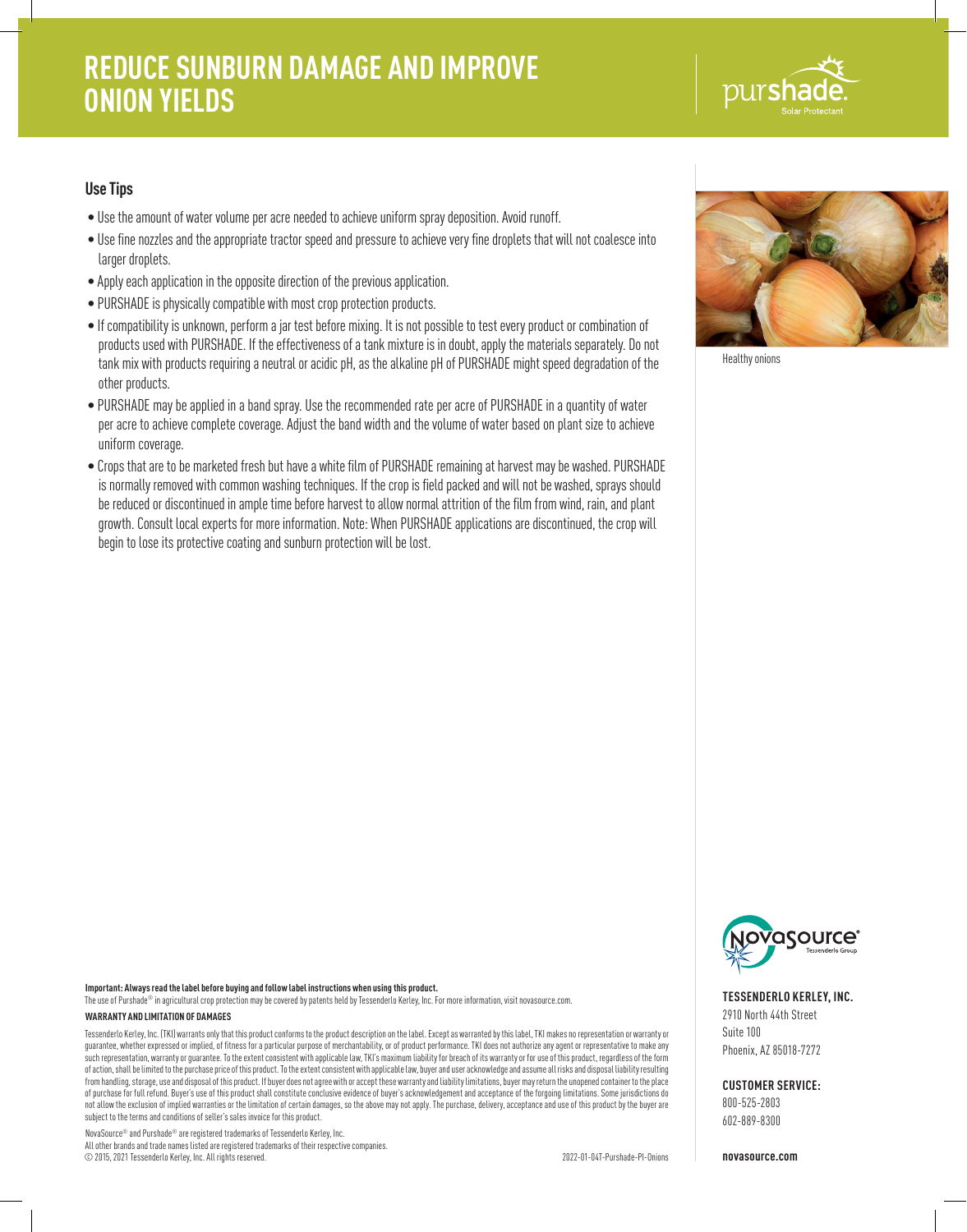# REDUCE SUNBURN DAMAGE AND IMPROVE ONION YIELDS

## Use Tips

- Use the amount of water volume per acre needed to achieve uniform spray deposition. Avoid runoff.
- Use fine nozzles and the appropriate tractor speed and pressure to achieve very fine droplets that will not coalesce into larger droplets.
- Apply each application in the opposite direction of the previous application.
- PURSHADE is physically compatible with most crop protection products.
- If compatibility is unknown, perform a jar test before mixing. It is not possible to test every product or combination of products used with PURSHADE. If the effectiveness of a tank mixture is in doubt, apply the materials separately. Do not tank mix with products requiring a neutral or acidic pH, as the alkaline pH of PURSHADE might speed degradation of the other products.
- PURSHADE may be applied in a band spray. Use the recommended rate per acre of PURSHADE in a quantity of water per acre to achieve complete coverage. Adjust the band width and the volume of water based on plant size to achieve uniform coverage.
- Crops that are to be marketed fresh but have a white film of PURSHADE remaining at harvest may be washed. PURSHADE is normally removed with common washing techniques. If the crop is field packed and will not be washed, sprays should be reduced or discontinued in ample time before harvest to allow normal attrition of the film from wind, rain, and plant growth. Consult local experts for more information. Note: When PURSHADE applications are discontinued, the crop will begin to lose its protective coating and sunburn protection will be lost.

Healthy onions

**Important: Always read the label before buying and follow label instructions when using this product.**
The use of Purshade® in agricultural crop protection may be covered by patents held by Tessenderlo Kerley, Inc. For more information, visit novasource.com.

**WARRANTY AND LIMITATION OF DAMAGES**

Tessenderlo Kerley, Inc. (TKI) warrants only that this product conforms to the product description on the label. Except as warranted by this label, TKI makes no representation or warranty or guarantee, whether expressed or implied, of fitness for a particular purpose of merchantability, or of product performance. TKI does not authorize any agent or representative to make any such representation, warranty or guarantee. To the extent consistent with applicable law, TKI's maximum liability for breach of its warranty or for use of this product, regardless of the form of action, shall be limited to the purchase price of this product. To the extent consistent with applicable law, buyer and user acknowledge and assume all risks and disposal liability resulting from handling, storage, use and disposal of this product. If buyer does not agree with or accept these warranty and liability limitations, buyer may return the unopened container to the place of purchase for full refund. Buyer's use of this product shall constitute conclusive evidence of buyer's acknowledgement and acceptance of the forgoing limitations. Some jurisdictions do not allow the exclusion of implied warranties or the limitation of certain damages, so the above may not apply. The purchase, delivery, acceptance and use of this product by the buyer are subject to the terms and conditions of seller's sales invoice for this product.

NovaSource® and Purshade® are registered trademarks of Tessenderlo Kerley, Inc.
All other brands and trade names listed are registered trademarks of their respective companies.
© 2015, 2021 Tessenderlo Kerley, Inc. All rights reserved.

2022-01-04T-Purshade-PI-Onions

**TESSENDERLO KERLEY, INC.**
2910 North 44th Street
Suite 100
Phoenix, AZ 85018-7272

**CUSTOMER SERVICE:**
800-525-2803
602-889-8300

**novasource.com**